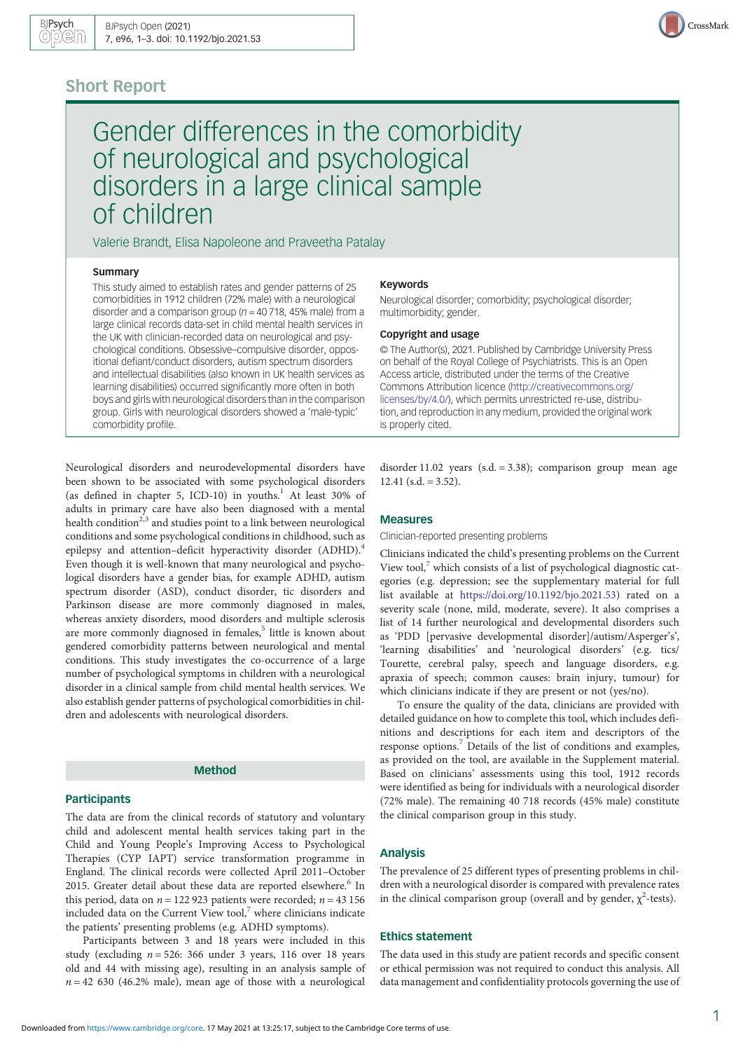## Short Report

# Gender differences in the comorbidity of neurological and psychological disorders in a large clinical sample of children

Valerie Brandt, Elisa Napoleone and Praveetha Patalay

### Summary

This study aimed to establish rates and gender patterns of 25 comorbidities in 1912 children (72% male) with a neurological disorder and a comparison group ($n = 40\,718$, 45% male) from a large clinical records data-set in child mental health services in the UK with clinician-recorded data on neurological and psychological conditions. Obsessive–compulsive disorder, oppositional defiant/conduct disorders, autism spectrum disorders and intellectual disabilities (also known in UK health services as learning disabilities) occurred significantly more often in both boys and girls with neurological disorders than in the comparison group. Girls with neurological disorders showed a 'male-typic' comorbidity profile.

### Keywords

Neurological disorder; comorbidity; psychological disorder; multimorbidity; gender.

### Copyright and usage

© The Author(s), 2021. Published by Cambridge University Press on behalf of the Royal College of Psychiatrists. This is an Open Access article, distributed under the terms of the Creative Commons Attribution licence (http://creativecommons.org/licenses/by/4.0/), which permits unrestricted re-use, distribution, and reproduction in any medium, provided the original work is properly cited.

Neurological disorders and neurodevelopmental disorders have been shown to be associated with some psychological disorders (as defined in chapter 5, ICD-10) in youths.[1] At least 30% of adults in primary care have also been diagnosed with a mental health condition[2,3] and studies point to a link between neurological conditions and some psychological conditions in childhood, such as epilepsy and attention-deficit hyperactivity disorder (ADHD).[4] Even though it is well-known that many neurological and psychological disorders have a gender bias, for example ADHD, autism spectrum disorder (ASD), conduct disorder, tic disorders and Parkinson disease are more commonly diagnosed in males, whereas anxiety disorders, mood disorders and multiple sclerosis are more commonly diagnosed in females,[5] little is known about gendered comorbidity patterns between neurological and mental conditions. This study investigates the co-occurrence of a large number of psychological symptoms in children with a neurological disorder in a clinical sample from child mental health services. We also establish gender patterns of psychological comorbidities in children and adolescents with neurological disorders.

## Method

### Participants

The data are from the clinical records of statutory and voluntary child and adolescent mental health services taking part in the Child and Young People's Improving Access to Psychological Therapies (CYP IAPT) service transformation programme in England. The clinical records were collected April 2011–October 2015. Greater detail about these data are reported elsewhere.[6] In this period, data on $n = 122\,923$ patients were recorded; $n = 43\,156$ included data on the Current View tool,[7] where clinicians indicate the patients' presenting problems (e.g. ADHD symptoms).

Participants between 3 and 18 years were included in this study (excluding $n = 526$: 366 under 3 years, 116 over 18 years old and 44 with missing age), resulting in an analysis sample of $n = 42\,630$ (46.2% male), mean age of those with a neurological disorder 11.02 years (s.d. = 3.38); comparison group mean age 12.41 (s.d. = 3.52).

### Measures

Clinician-reported presenting problems

Clinicians indicated the child's presenting problems on the Current View tool,[7] which consists of a list of psychological diagnostic categories (e.g. depression; see the supplementary material for full list available at https://doi.org/10.1192/bjo.2021.53) rated on a severity scale (none, mild, moderate, severe). It also comprises a list of 14 further neurological and developmental disorders such as 'PDD [pervasive developmental disorder]/autism/Asperger's', 'learning disabilities' and 'neurological disorders' (e.g. tics/Tourette, cerebral palsy, speech and language disorders, e.g. apraxia of speech; common causes: brain injury, tumour) for which clinicians indicate if they are present or not (yes/no).

To ensure the quality of the data, clinicians are provided with detailed guidance on how to complete this tool, which includes definitions and descriptions for each item and descriptors of the response options.[7] Details of the list of conditions and examples, as provided on the tool, are available in the Supplement material. Based on clinicians' assessments using this tool, 1912 records were identified as being for individuals with a neurological disorder (72% male). The remaining 40 718 records (45% male) constitute the clinical comparison group in this study.

### Analysis

The prevalence of 25 different types of presenting problems in children with a neurological disorder is compared with prevalence rates in the clinical comparison group (overall and by gender, $\chi^2$-tests).

### Ethics statement

The data used in this study are patient records and specific consent or ethical permission was not required to conduct this analysis. All data management and confidentiality protocols governing the use of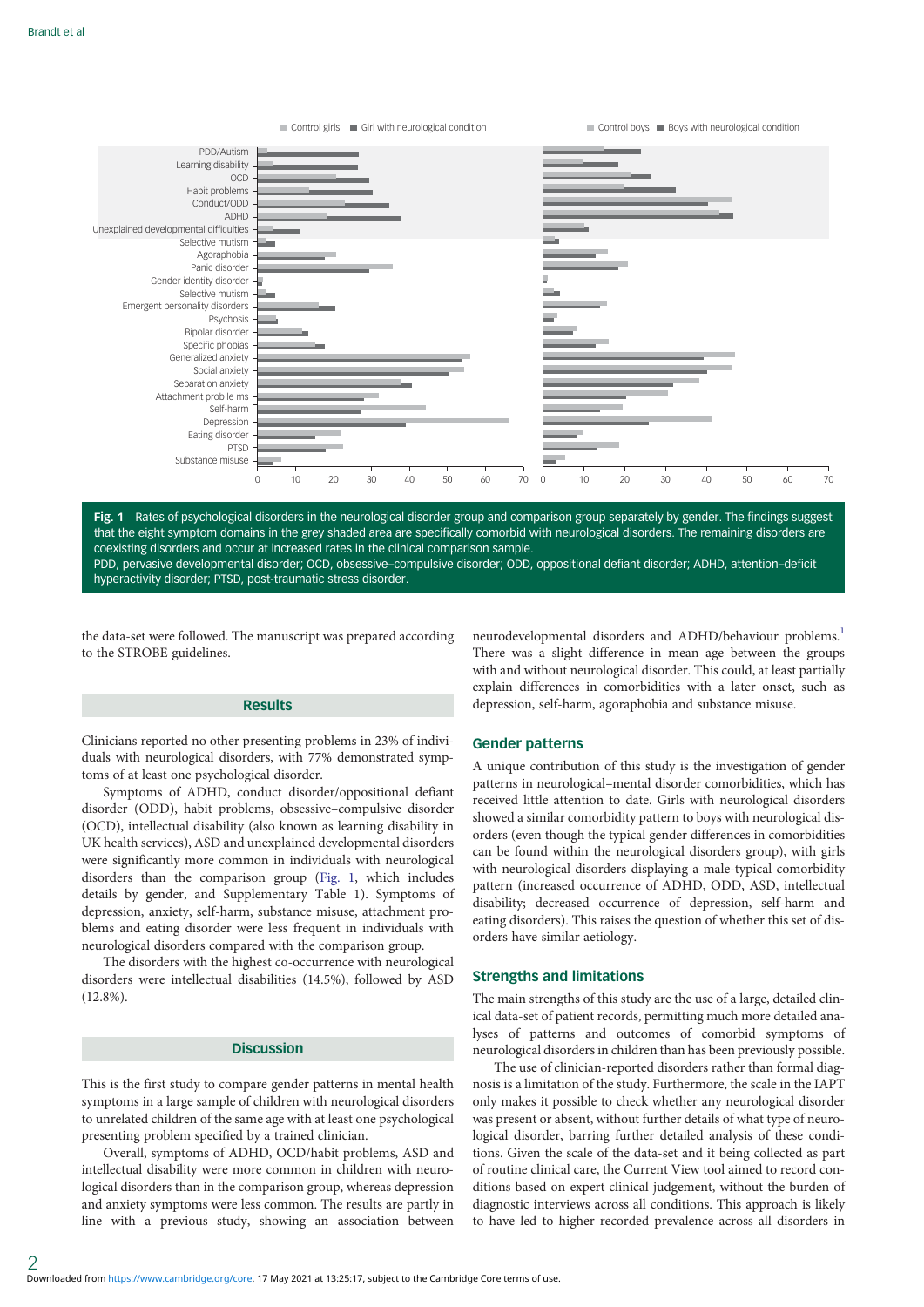**Fig. 1** Rates of psychological disorders in the neurological disorder group and comparison group separately by gender. The findings suggest that the eight symptom domains in the grey shaded area are specifically comorbid with neurological disorders. The remaining disorders are coexisting disorders and occur at increased rates in the clinical comparison sample.
PDD, pervasive developmental disorder; OCD, obsessive–compulsive disorder; ODD, oppositional defiant disorder; ADHD, attention-deficit hyperactivity disorder; PTSD, post-traumatic stress disorder.

the data-set were followed. The manuscript was prepared according to the STROBE guidelines.

## Results

Clinicians reported no other presenting problems in 23% of individuals with neurological disorders, with 77% demonstrated symptoms of at least one psychological disorder.

Symptoms of ADHD, conduct disorder/oppositional defiant disorder (ODD), habit problems, obsessive–compulsive disorder (OCD), intellectual disability (also known as learning disability in UK health services), ASD and unexplained developmental disorders were significantly more common in individuals with neurological disorders than the comparison group (Fig. 1, which includes details by gender, and Supplementary Table 1). Symptoms of depression, anxiety, self-harm, substance misuse, attachment problems and eating disorder were less frequent in individuals with neurological disorders compared with the comparison group.

The disorders with the highest co-occurrence with neurological disorders were intellectual disabilities (14.5%), followed by ASD (12.8%).

## Discussion

This is the first study to compare gender patterns in mental health symptoms in a large sample of children with neurological disorders to unrelated children of the same age with at least one psychological presenting problem specified by a trained clinician.

Overall, symptoms of ADHD, OCD/habit problems, ASD and intellectual disability were more common in children with neurological disorders than in the comparison group, whereas depression and anxiety symptoms were less common. The results are partly in line with a previous study, showing an association between neurodevelopmental disorders and ADHD/behaviour problems.[1] There was a slight difference in mean age between the groups with and without neurological disorder. This could, at least partially explain differences in comorbidities with a later onset, such as depression, self-harm, agoraphobia and substance misuse.

### Gender patterns

A unique contribution of this study is the investigation of gender patterns in neurological–mental disorder comorbidities, which has received little attention to date. Girls with neurological disorders showed a similar comorbidity pattern to boys with neurological disorders (even though the typical gender differences in comorbidities can be found within the neurological disorders group), with girls with neurological disorders displaying a male-typical comorbidity pattern (increased occurrence of ADHD, ODD, ASD, intellectual disability; decreased occurrence of depression, self-harm and eating disorders). This raises the question of whether this set of disorders have similar aetiology.

### Strengths and limitations

The main strengths of this study are the use of a large, detailed clinical data-set of patient records, permitting much more detailed analyses of patterns and outcomes of comorbid symptoms of neurological disorders in children than has been previously possible.

The use of clinician-reported disorders rather than formal diagnosis is a limitation of the study. Furthermore, the scale in the IAPT only makes it possible to check whether any neurological disorder was present or absent, without further details of what type of neurological disorder, barring further detailed analysis of these conditions. Given the scale of the data-set and it being collected as part of routine clinical care, the Current View tool aimed to record conditions based on expert clinical judgement, without the burden of diagnostic interviews across all conditions. This approach is likely to have led to higher recorded prevalence across all disorders in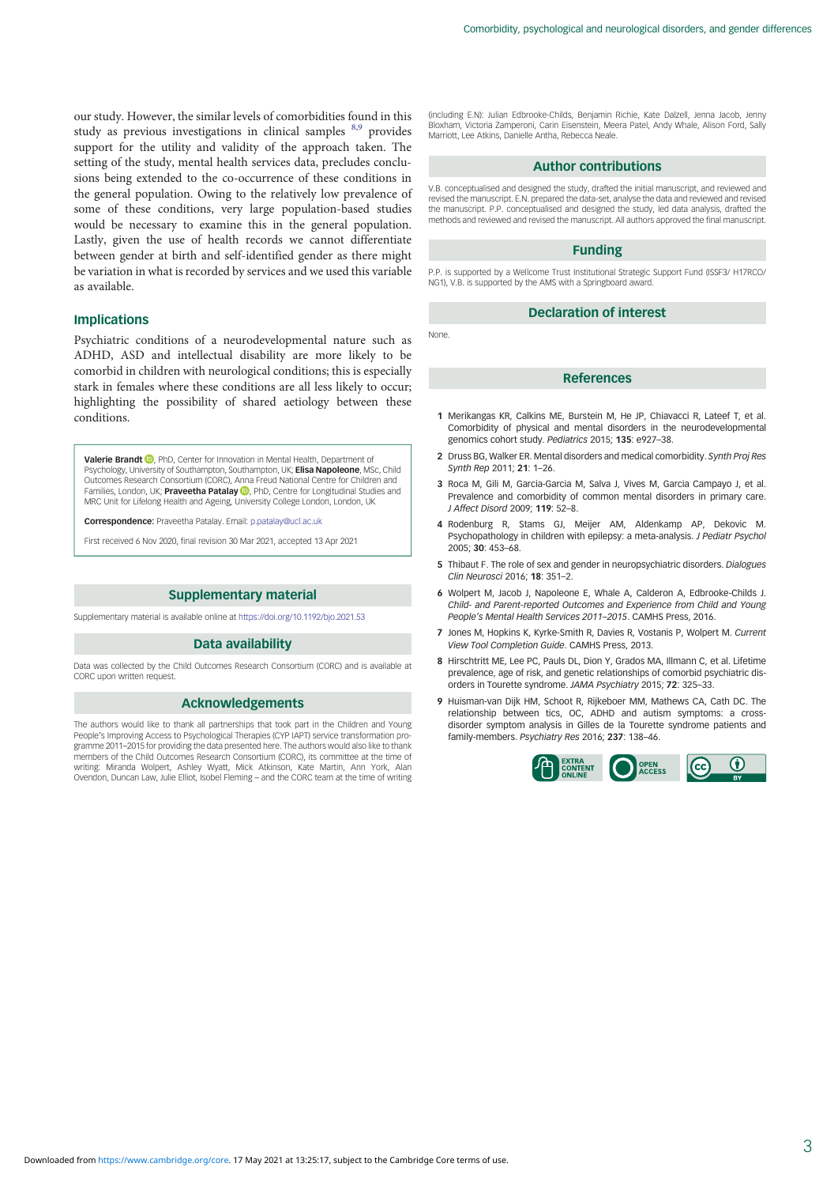our study. However, the similar levels of comorbidities found in this study as previous investigations in clinical samples [8,9] provides support for the utility and validity of the approach taken. The setting of the study, mental health services data, precludes conclusions being extended to the co-occurrence of these conditions in the general population. Owing to the relatively low prevalence of some of these conditions, very large population-based studies would be necessary to examine this in the general population. Lastly, given the use of health records we cannot differentiate between gender at birth and self-identified gender as there might be variation in what is recorded by services and we used this variable as available.

### Implications

Psychiatric conditions of a neurodevelopmental nature such as ADHD, ASD and intellectual disability are more likely to be comorbid in children with neurological conditions; this is especially stark in females where these conditions are all less likely to occur; highlighting the possibility of shared aetiology between these conditions.

**Valerie Brandt**, PhD, Center for Innovation in Mental Health, Department of Psychology, University of Southampton, Southampton, UK; **Elisa Napoleone**, MSc, Child Outcomes Research Consortium (CORC), Anna Freud National Centre for Children and Families, London, UK; **Praveetha Patalay**, PhD, Centre for Longitudinal Studies and MRC Unit for Lifelong Health and Ageing, University College London, London, UK

**Correspondence:** Praveetha Patalay. Email: p.patalay@ucl.ac.uk

First received 6 Nov 2020, final revision 30 Mar 2021, accepted 13 Apr 2021

## Supplementary material

Supplementary material is available online at https://doi.org/10.1192/bjo.2021.53

## Data availability

Data was collected by the Child Outcomes Research Consortium (CORC) and is available at CORC upon written request.

## Acknowledgements

The authors would like to thank all partnerships that took part in the Children and Young People's Improving Access to Psychological Therapies (CYP IAPT) service transformation programme 2011–2015 for providing the data presented here. The authors would also like to thank members of the Child Outcomes Research Consortium (CORC), its committee at the time of writing: Miranda Wolpert, Ashley Wyatt, Mick Atkinson, Kate Martin, Ann York, Alan Ovendon, Duncan Law, Julie Elliot, Isobel Fleming – and the CORC team at the time of writing (including E.N): Julian Edbrooke-Childs, Benjamin Richie, Kate Dalzell, Jenna Jacob, Jenny Bloxham, Victoria Zamperoni, Carin Eisenstein, Meera Patel, Andy Whale, Alison Ford, Sally Marriott, Lee Atkins, Danielle Antha, Rebecca Neale.

## Author contributions

V.B. conceptualised and designed the study, drafted the initial manuscript, and reviewed and revised the manuscript. E.N. prepared the data-set, analyse the data and reviewed and revised the manuscript. P.P. conceptualised and designed the study, led data analysis, drafted the methods and reviewed and revised the manuscript. All authors approved the final manuscript.

## Funding

P.P. is supported by a Wellcome Trust Institutional Strategic Support Fund (ISSF3/ H17RCO/ NG1), V.B. is supported by the AMS with a Springboard award.

## Declaration of interest

None.

## References

1. Merikangas KR, Calkins ME, Burstein M, He JP, Chiavacci R, Lateef T, et al. Comorbidity of physical and mental disorders in the neurodevelopmental genomics cohort study. *Pediatrics* 2015; **135**: e927–38.
2. Druss BG, Walker ER. Mental disorders and medical comorbidity. *Synth Proj Res Synth Rep* 2011; **21**: 1–26.
3. Roca M, Gili M, Garcia-Garcia M, Salva J, Vives M, Garcia Campayo J, et al. Prevalence and comorbidity of common mental disorders in primary care. *J Affect Disord* 2009; **119**: 52–8.
4. Rodenburg R, Stams GJ, Meijer AM, Aldenkamp AP, Dekovic M. Psychopathology in children with epilepsy: a meta-analysis. *J Pediatr Psychol* 2005; **30**: 453–68.
5. Thibaut F. The role of sex and gender in neuropsychiatric disorders. *Dialogues Clin Neurosci* 2016; **18**: 351–2.
6. Wolpert M, Jacob J, Napoleone E, Whale A, Calderon A, Edbrooke-Childs J. *Child- and Parent-reported Outcomes and Experience from Child and Young People's Mental Health Services 2011–2015*. CAMHS Press, 2016.
7. Jones M, Hopkins K, Kyrke-Smith R, Davies R, Vostanis P, Wolpert M. *Current View Tool Completion Guide*. CAMHS Press, 2013.
8. Hirschtritt ME, Lee PC, Pauls DL, Dion Y, Grados MA, Illmann C, et al. Lifetime prevalence, age of risk, and genetic relationships of comorbid psychiatric disorders in Tourette syndrome. *JAMA Psychiatry* 2015; **72**: 325–33.
9. Huisman-van Dijk HM, Schoot R, Rijkeboer MM, Mathews CA, Cath DC. The relationship between tics, OC, ADHD and autism symptoms: a cross-disorder symptom analysis in Gilles de la Tourette syndrome patients and family-members. *Psychiatry Res* 2016; **237**: 138–46.